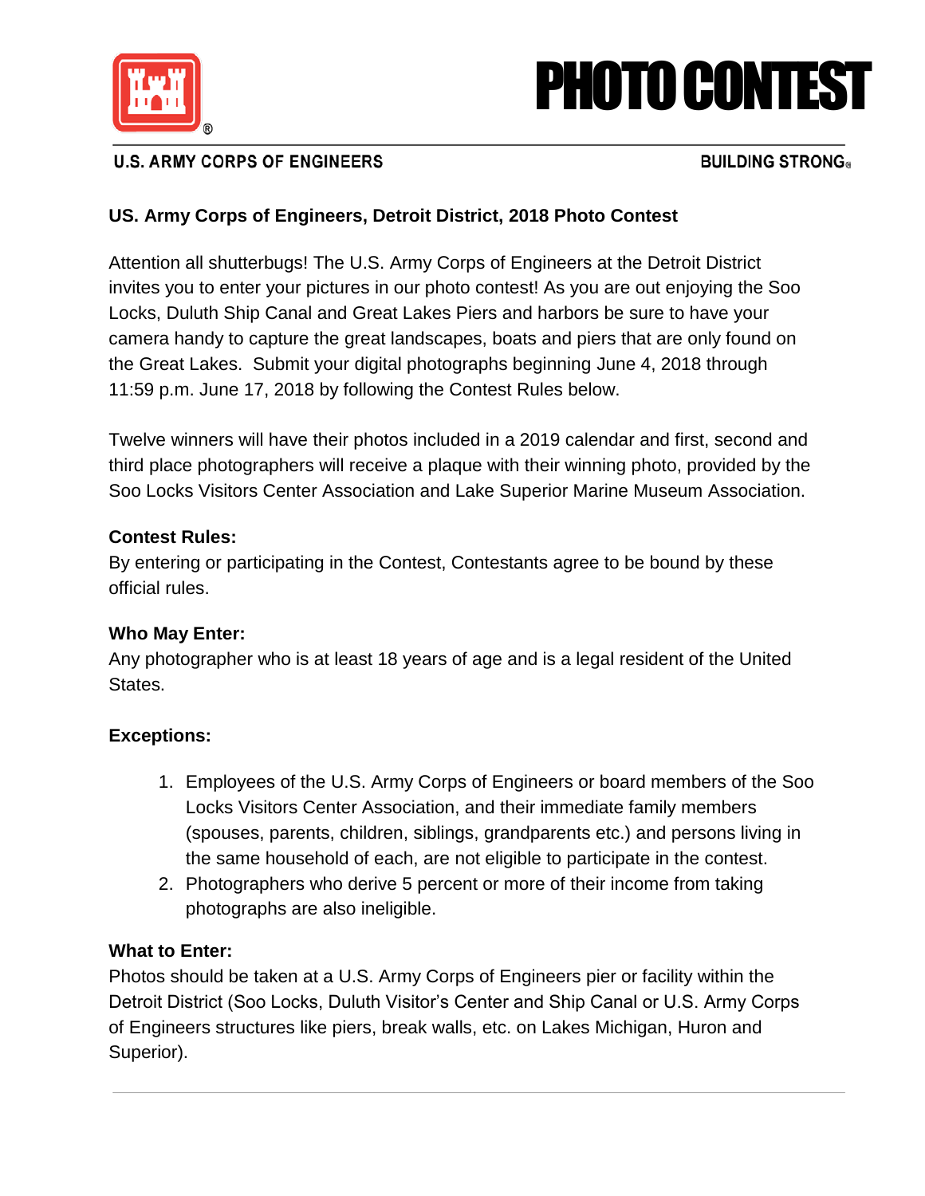# PHOTO CONTEST

U.S. ARMY CORPS OF ENGINEERS — BUILDING STRONG®

## US. Army Corps of Engineers, Detroit District, 2018 Photo Contest

Attention all shutterbugs! The U.S. Army Corps of Engineers at the Detroit District invites you to enter your pictures in our photo contest! As you are out enjoying the Soo Locks, Duluth Ship Canal and Great Lakes Piers and harbors be sure to have your camera handy to capture the great landscapes, boats and piers that are only found on the Great Lakes. Submit your digital photographs beginning June 4, 2018 through 11:59 p.m. June 17, 2018 by following the Contest Rules below.

Twelve winners will have their photos included in a 2019 calendar and first, second and third place photographers will receive a plaque with their winning photo, provided by the Soo Locks Visitors Center Association and Lake Superior Marine Museum Association.

**Contest Rules:**
By entering or participating in the Contest, Contestants agree to be bound by these official rules.

**Who May Enter:**
Any photographer who is at least 18 years of age and is a legal resident of the United States.

**Exceptions:**

1. Employees of the U.S. Army Corps of Engineers or board members of the Soo Locks Visitors Center Association, and their immediate family members (spouses, parents, children, siblings, grandparents etc.) and persons living in the same household of each, are not eligible to participate in the contest.
2. Photographers who derive 5 percent or more of their income from taking photographs are also ineligible.

**What to Enter:**
Photos should be taken at a U.S. Army Corps of Engineers pier or facility within the Detroit District (Soo Locks, Duluth Visitor's Center and Ship Canal or U.S. Army Corps of Engineers structures like piers, break walls, etc. on Lakes Michigan, Huron and Superior).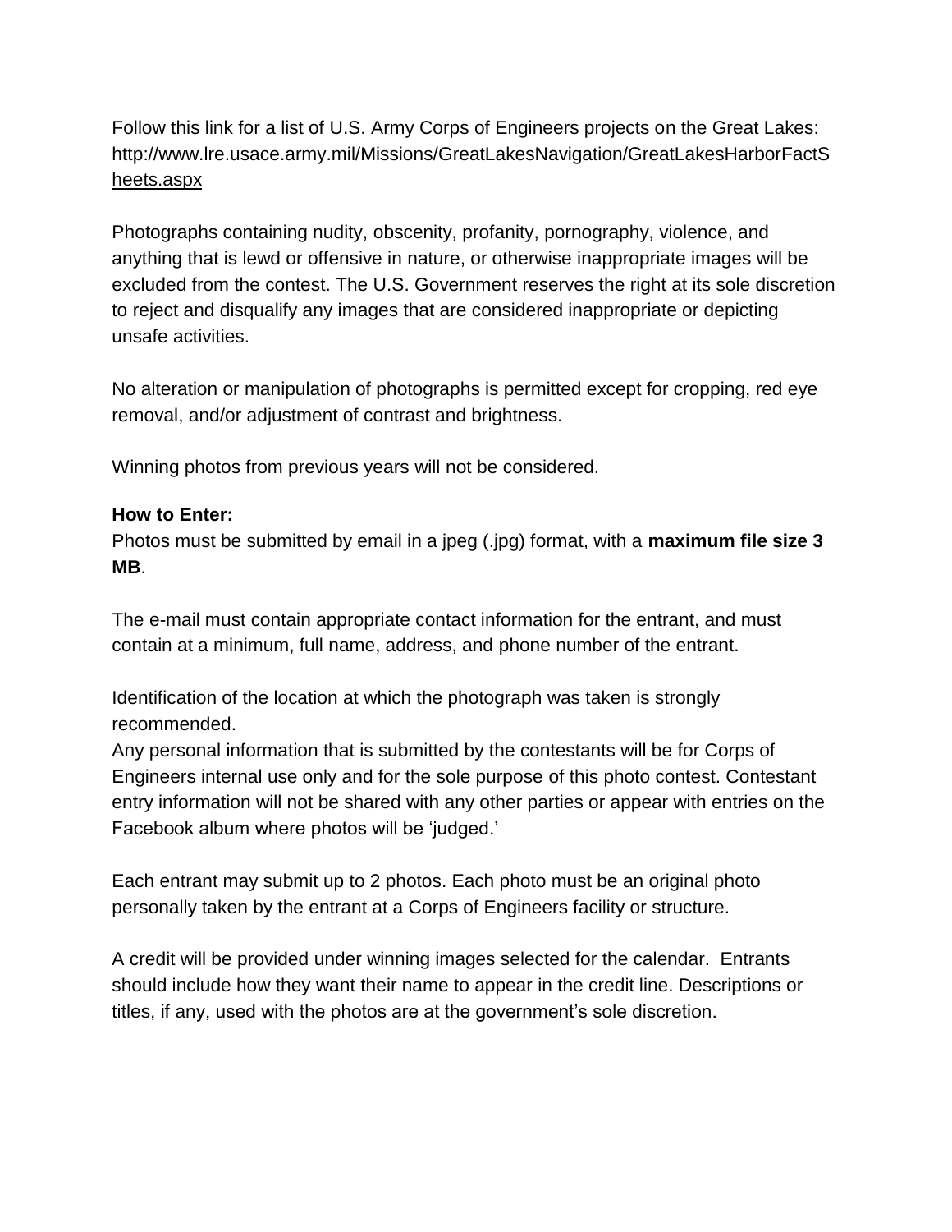Follow this link for a list of U.S. Army Corps of Engineers projects on the Great Lakes: http://www.lre.usace.army.mil/Missions/GreatLakesNavigation/GreatLakesHarborFactSheets.aspx

Photographs containing nudity, obscenity, profanity, pornography, violence, and anything that is lewd or offensive in nature, or otherwise inappropriate images will be excluded from the contest. The U.S. Government reserves the right at its sole discretion to reject and disqualify any images that are considered inappropriate or depicting unsafe activities.

No alteration or manipulation of photographs is permitted except for cropping, red eye removal, and/or adjustment of contrast and brightness.

Winning photos from previous years will not be considered.

**How to Enter:**
Photos must be submitted by email in a jpeg (.jpg) format, with a **maximum file size 3 MB**.

The e-mail must contain appropriate contact information for the entrant, and must contain at a minimum, full name, address, and phone number of the entrant.

Identification of the location at which the photograph was taken is strongly recommended.
Any personal information that is submitted by the contestants will be for Corps of Engineers internal use only and for the sole purpose of this photo contest. Contestant entry information will not be shared with any other parties or appear with entries on the Facebook album where photos will be 'judged.'

Each entrant may submit up to 2 photos. Each photo must be an original photo personally taken by the entrant at a Corps of Engineers facility or structure.

A credit will be provided under winning images selected for the calendar. Entrants should include how they want their name to appear in the credit line. Descriptions or titles, if any, used with the photos are at the government's sole discretion.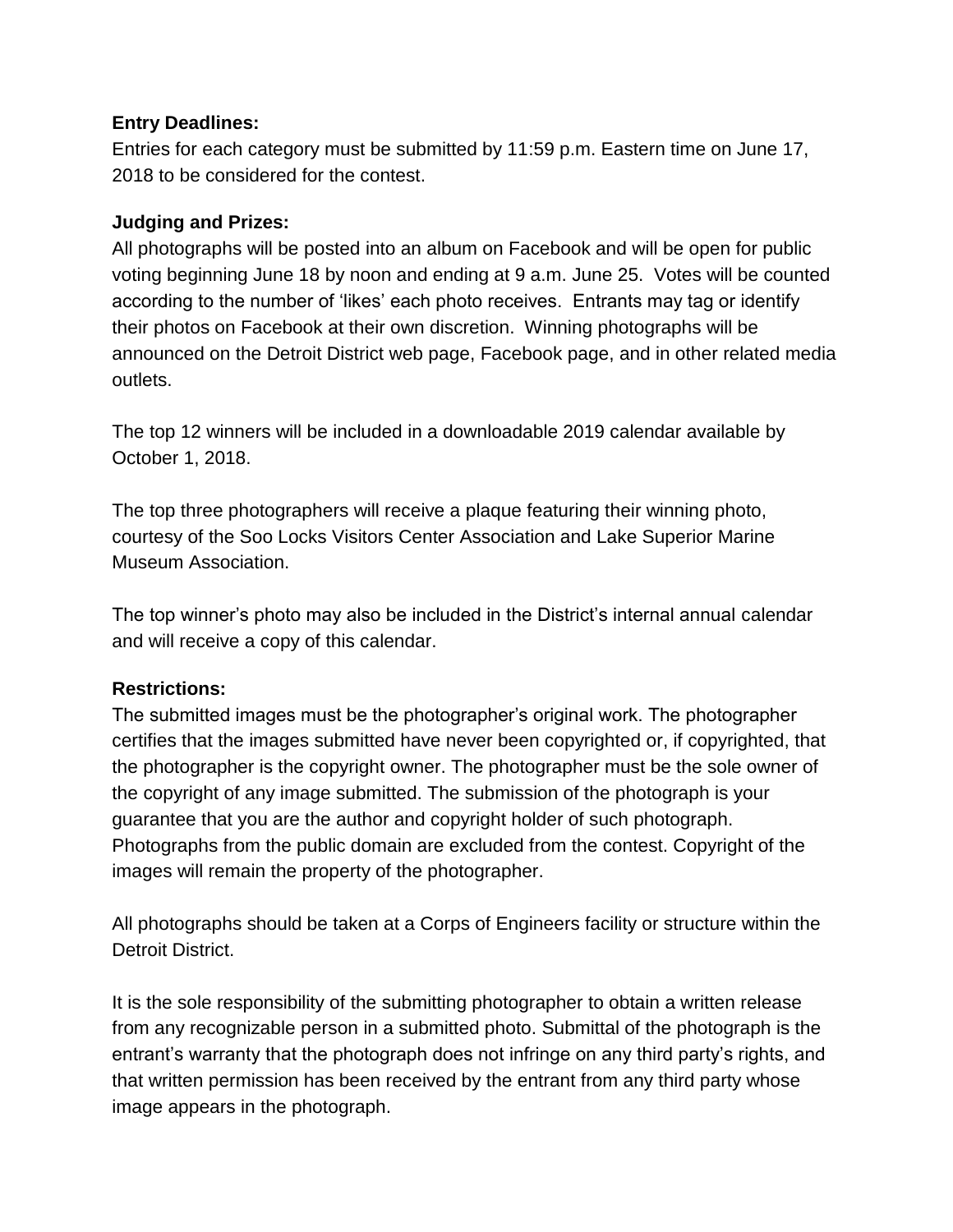**Entry Deadlines:**

Entries for each category must be submitted by 11:59 p.m. Eastern time on June 17, 2018 to be considered for the contest.

**Judging and Prizes:**

All photographs will be posted into an album on Facebook and will be open for public voting beginning June 18 by noon and ending at 9 a.m. June 25. Votes will be counted according to the number of 'likes' each photo receives. Entrants may tag or identify their photos on Facebook at their own discretion. Winning photographs will be announced on the Detroit District web page, Facebook page, and in other related media outlets.

The top 12 winners will be included in a downloadable 2019 calendar available by October 1, 2018.

The top three photographers will receive a plaque featuring their winning photo, courtesy of the Soo Locks Visitors Center Association and Lake Superior Marine Museum Association.

The top winner's photo may also be included in the District's internal annual calendar and will receive a copy of this calendar.

**Restrictions:**

The submitted images must be the photographer's original work. The photographer certifies that the images submitted have never been copyrighted or, if copyrighted, that the photographer is the copyright owner. The photographer must be the sole owner of the copyright of any image submitted. The submission of the photograph is your guarantee that you are the author and copyright holder of such photograph. Photographs from the public domain are excluded from the contest. Copyright of the images will remain the property of the photographer.

All photographs should be taken at a Corps of Engineers facility or structure within the Detroit District.

It is the sole responsibility of the submitting photographer to obtain a written release from any recognizable person in a submitted photo. Submittal of the photograph is the entrant's warranty that the photograph does not infringe on any third party's rights, and that written permission has been received by the entrant from any third party whose image appears in the photograph.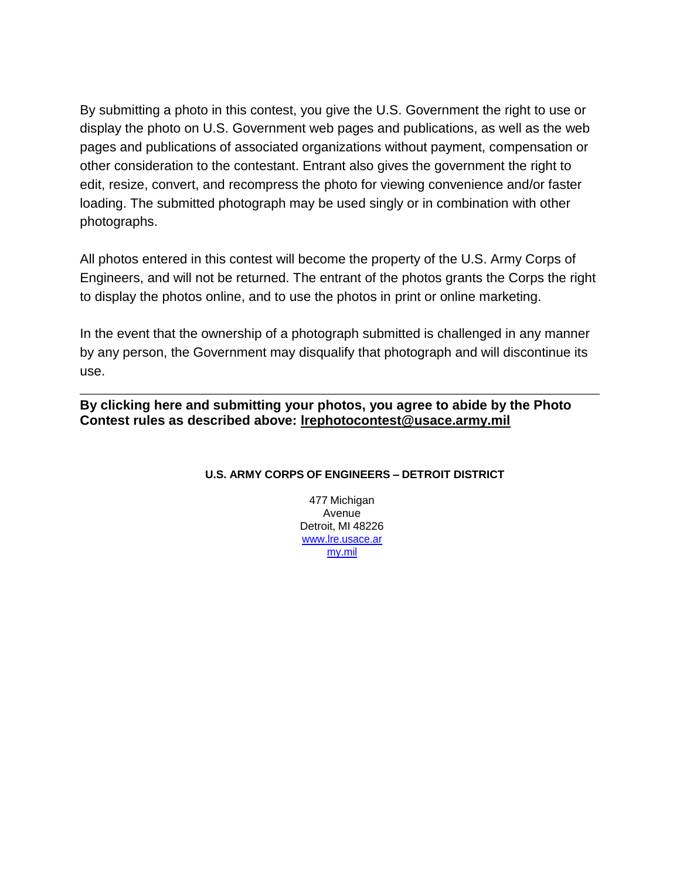By submitting a photo in this contest, you give the U.S. Government the right to use or display the photo on U.S. Government web pages and publications, as well as the web pages and publications of associated organizations without payment, compensation or other consideration to the contestant. Entrant also gives the government the right to edit, resize, convert, and recompress the photo for viewing convenience and/or faster loading. The submitted photograph may be used singly or in combination with other photographs.

All photos entered in this contest will become the property of the U.S. Army Corps of Engineers, and will not be returned. The entrant of the photos grants the Corps the right to display the photos online, and to use the photos in print or online marketing.

In the event that the ownership of a photograph submitted is challenged in any manner by any person, the Government may disqualify that photograph and will discontinue its use.

---

**By clicking here and submitting your photos, you agree to abide by the Photo Contest rules as described above: lrephotocontest@usace.army.mil**

**U.S. ARMY CORPS OF ENGINEERS – DETROIT DISTRICT**

477 Michigan Avenue
Detroit, MI 48226
www.lre.usace.army.mil